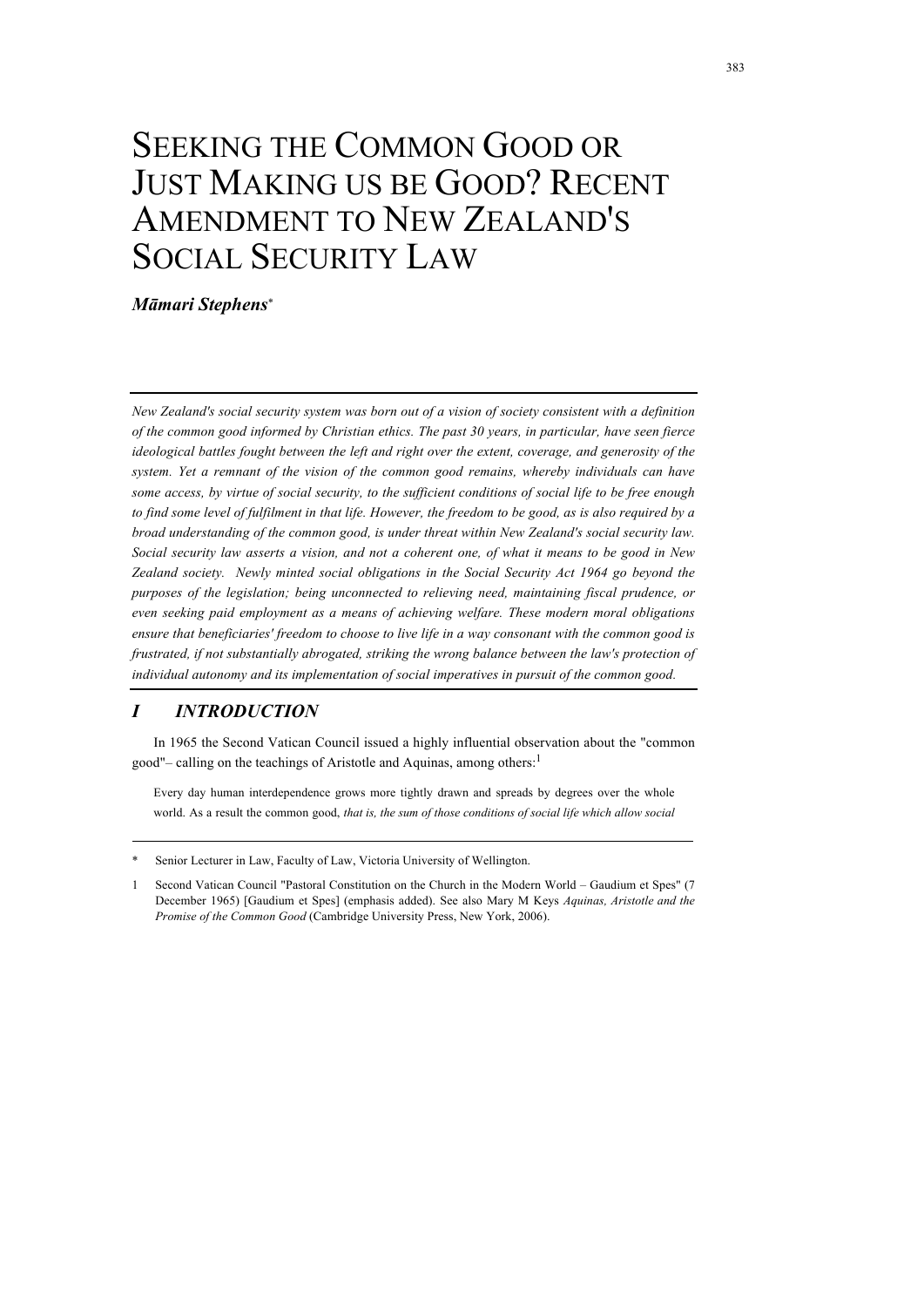# SEEKING THE COMMON GOOD OR JUST MAKING US BE GOOD? RECENT AMENDMENT TO NEW ZEALAND'S SOCIAL SECURITY LAW

***Māmari Stephens****

*New Zealand's social security system was born out of a vision of society consistent with a definition of the common good informed by Christian ethics. The past 30 years, in particular, have seen fierce ideological battles fought between the left and right over the extent, coverage, and generosity of the system. Yet a remnant of the vision of the common good remains, whereby individuals can have some access, by virtue of social security, to the sufficient conditions of social life to be free enough to find some level of fulfilment in that life. However, the freedom to be good, as is also required by a broad understanding of the common good, is under threat within New Zealand's social security law. Social security law asserts a vision, and not a coherent one, of what it means to be good in New Zealand society. Newly minted social obligations in the Social Security Act 1964 go beyond the purposes of the legislation; being unconnected to relieving need, maintaining fiscal prudence, or even seeking paid employment as a means of achieving welfare. These modern moral obligations ensure that beneficiaries' freedom to choose to live life in a way consonant with the common good is frustrated, if not substantially abrogated, striking the wrong balance between the law's protection of individual autonomy and its implementation of social imperatives in pursuit of the common good.*

## *I INTRODUCTION*

In 1965 the Second Vatican Council issued a highly influential observation about the "common good"– calling on the teachings of Aristotle and Aquinas, among others:[1]

> Every day human interdependence grows more tightly drawn and spreads by degrees over the whole world. As a result the common good, *that is, the sum of those conditions of social life which allow social*

---

\* Senior Lecturer in Law, Faculty of Law, Victoria University of Wellington.

1 Second Vatican Council "Pastoral Constitution on the Church in the Modern World – Gaudium et Spes" (7 December 1965) [Gaudium et Spes] (emphasis added). See also Mary M Keys *Aquinas, Aristotle and the Promise of the Common Good* (Cambridge University Press, New York, 2006).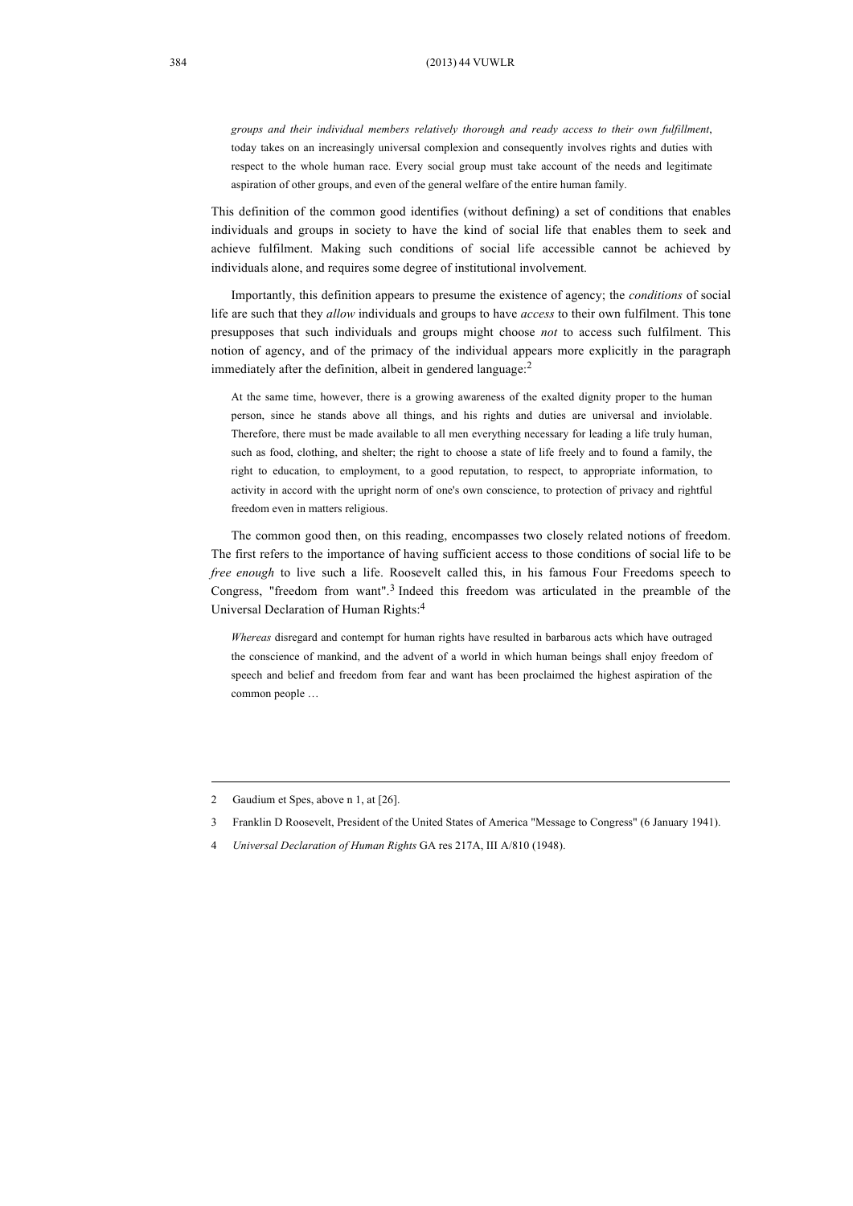> *groups and their individual members relatively thorough and ready access to their own fulfillment*, today takes on an increasingly universal complexion and consequently involves rights and duties with respect to the whole human race. Every social group must take account of the needs and legitimate aspiration of other groups, and even of the general welfare of the entire human family.

This definition of the common good identifies (without defining) a set of conditions that enables individuals and groups in society to have the kind of social life that enables them to seek and achieve fulfilment. Making such conditions of social life accessible cannot be achieved by individuals alone, and requires some degree of institutional involvement.

Importantly, this definition appears to presume the existence of agency; the *conditions* of social life are such that they *allow* individuals and groups to have *access* to their own fulfilment. This tone presupposes that such individuals and groups might choose *not* to access such fulfilment. This notion of agency, and of the primacy of the individual appears more explicitly in the paragraph immediately after the definition, albeit in gendered language:[2]

> At the same time, however, there is a growing awareness of the exalted dignity proper to the human person, since he stands above all things, and his rights and duties are universal and inviolable. Therefore, there must be made available to all men everything necessary for leading a life truly human, such as food, clothing, and shelter; the right to choose a state of life freely and to found a family, the right to education, to employment, to a good reputation, to respect, to appropriate information, to activity in accord with the upright norm of one's own conscience, to protection of privacy and rightful freedom even in matters religious.

The common good then, on this reading, encompasses two closely related notions of freedom. The first refers to the importance of having sufficient access to those conditions of social life to be *free enough* to live such a life. Roosevelt called this, in his famous Four Freedoms speech to Congress, "freedom from want".[3] Indeed this freedom was articulated in the preamble of the Universal Declaration of Human Rights:[4]

> *Whereas* disregard and contempt for human rights have resulted in barbarous acts which have outraged the conscience of mankind, and the advent of a world in which human beings shall enjoy freedom of speech and belief and freedom from fear and want has been proclaimed the highest aspiration of the common people …

---

2 Gaudium et Spes, above n 1, at [26].

3 Franklin D Roosevelt, President of the United States of America "Message to Congress" (6 January 1941).

4 *Universal Declaration of Human Rights* GA res 217A, III A/810 (1948).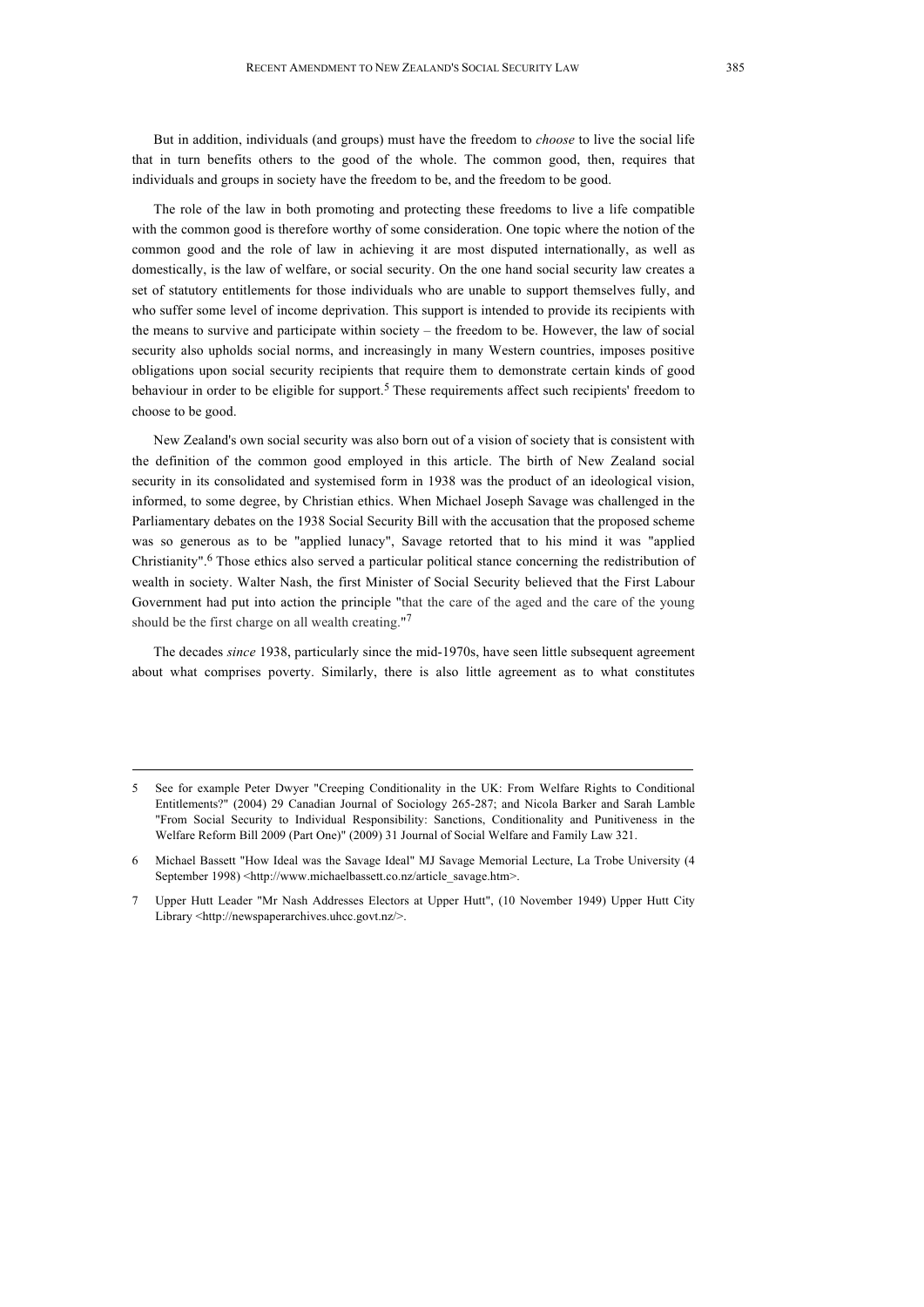But in addition, individuals (and groups) must have the freedom to *choose* to live the social life that in turn benefits others to the good of the whole. The common good, then, requires that individuals and groups in society have the freedom to be, and the freedom to be good.

The role of the law in both promoting and protecting these freedoms to live a life compatible with the common good is therefore worthy of some consideration. One topic where the notion of the common good and the role of law in achieving it are most disputed internationally, as well as domestically, is the law of welfare, or social security. On the one hand social security law creates a set of statutory entitlements for those individuals who are unable to support themselves fully, and who suffer some level of income deprivation. This support is intended to provide its recipients with the means to survive and participate within society – the freedom to be. However, the law of social security also upholds social norms, and increasingly in many Western countries, imposes positive obligations upon social security recipients that require them to demonstrate certain kinds of good behaviour in order to be eligible for support.[5] These requirements affect such recipients' freedom to choose to be good.

New Zealand's own social security was also born out of a vision of society that is consistent with the definition of the common good employed in this article. The birth of New Zealand social security in its consolidated and systemised form in 1938 was the product of an ideological vision, informed, to some degree, by Christian ethics. When Michael Joseph Savage was challenged in the Parliamentary debates on the 1938 Social Security Bill with the accusation that the proposed scheme was so generous as to be "applied lunacy", Savage retorted that to his mind it was "applied Christianity".[6] Those ethics also served a particular political stance concerning the redistribution of wealth in society. Walter Nash, the first Minister of Social Security believed that the First Labour Government had put into action the principle "that the care of the aged and the care of the young should be the first charge on all wealth creating."[7]

The decades *since* 1938, particularly since the mid-1970s, have seen little subsequent agreement about what comprises poverty. Similarly, there is also little agreement as to what constitutes

---

5 See for example Peter Dwyer "Creeping Conditionality in the UK: From Welfare Rights to Conditional Entitlements?" (2004) 29 Canadian Journal of Sociology 265-287; and Nicola Barker and Sarah Lamble "From Social Security to Individual Responsibility: Sanctions, Conditionality and Punitiveness in the Welfare Reform Bill 2009 (Part One)" (2009) 31 Journal of Social Welfare and Family Law 321.

6 Michael Bassett "How Ideal was the Savage Ideal" MJ Savage Memorial Lecture, La Trobe University (4 September 1998) <http://www.michaelbassett.co.nz/article_savage.htm>.

7 Upper Hutt Leader "Mr Nash Addresses Electors at Upper Hutt", (10 November 1949) Upper Hutt City Library <http://newspaperarchives.uhcc.govt.nz/>.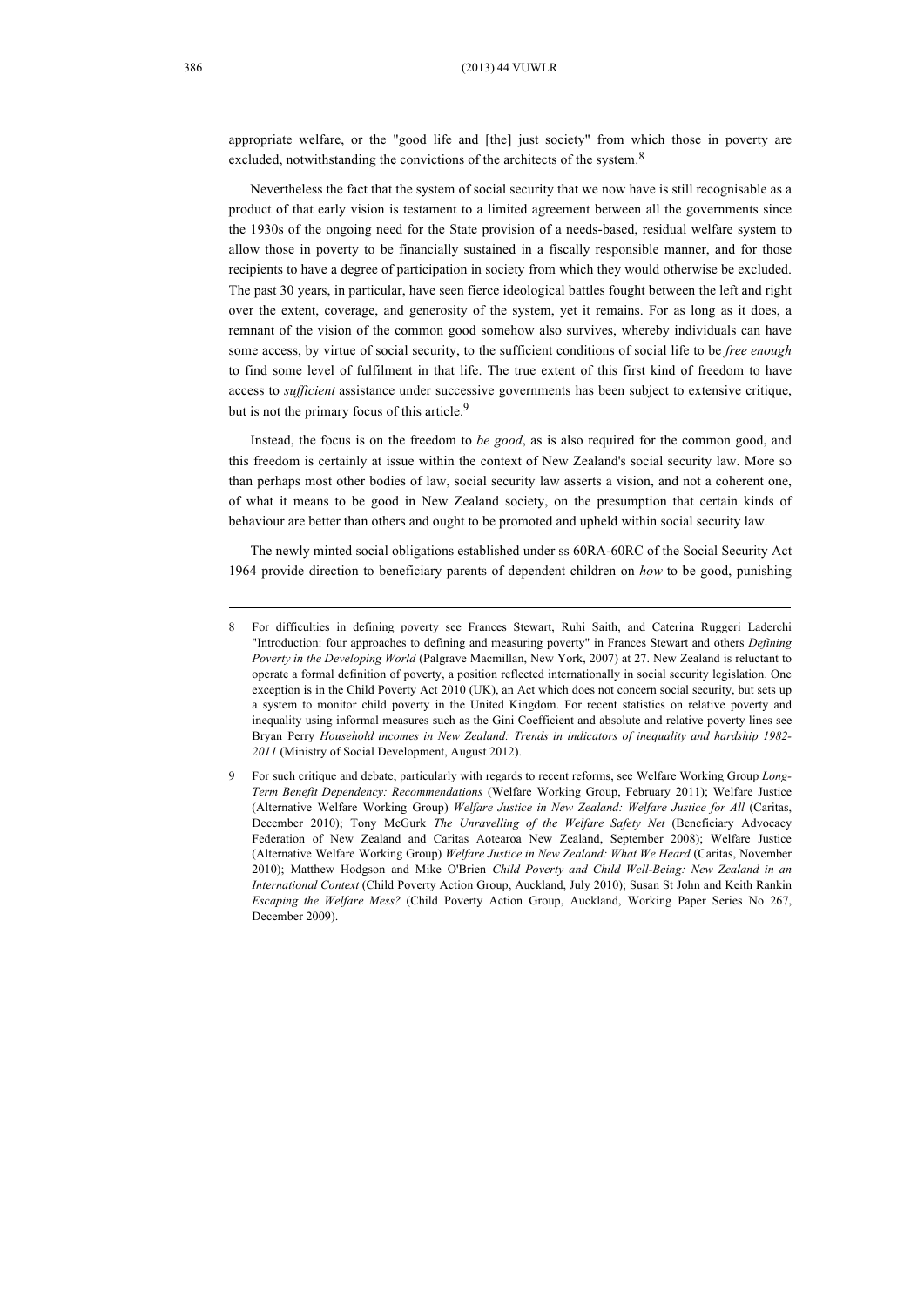appropriate welfare, or the "good life and [the] just society" from which those in poverty are excluded, notwithstanding the convictions of the architects of the system.[8]

Nevertheless the fact that the system of social security that we now have is still recognisable as a product of that early vision is testament to a limited agreement between all the governments since the 1930s of the ongoing need for the State provision of a needs-based, residual welfare system to allow those in poverty to be financially sustained in a fiscally responsible manner, and for those recipients to have a degree of participation in society from which they would otherwise be excluded. The past 30 years, in particular, have seen fierce ideological battles fought between the left and right over the extent, coverage, and generosity of the system, yet it remains. For as long as it does, a remnant of the vision of the common good somehow also survives, whereby individuals can have some access, by virtue of social security, to the sufficient conditions of social life to be *free enough* to find some level of fulfilment in that life. The true extent of this first kind of freedom to have access to *sufficient* assistance under successive governments has been subject to extensive critique, but is not the primary focus of this article.[9]

Instead, the focus is on the freedom to *be good*, as is also required for the common good, and this freedom is certainly at issue within the context of New Zealand's social security law. More so than perhaps most other bodies of law, social security law asserts a vision, and not a coherent one, of what it means to be good in New Zealand society, on the presumption that certain kinds of behaviour are better than others and ought to be promoted and upheld within social security law.

The newly minted social obligations established under ss 60RA-60RC of the Social Security Act 1964 provide direction to beneficiary parents of dependent children on *how* to be good, punishing

---

8 For difficulties in defining poverty see Frances Stewart, Ruhi Saith, and Caterina Ruggeri Laderchi "Introduction: four approaches to defining and measuring poverty" in Frances Stewart and others *Defining Poverty in the Developing World* (Palgrave Macmillan, New York, 2007) at 27. New Zealand is reluctant to operate a formal definition of poverty, a position reflected internationally in social security legislation. One exception is in the Child Poverty Act 2010 (UK), an Act which does not concern social security, but sets up a system to monitor child poverty in the United Kingdom. For recent statistics on relative poverty and inequality using informal measures such as the Gini Coefficient and absolute and relative poverty lines see Bryan Perry *Household incomes in New Zealand: Trends in indicators of inequality and hardship 1982-2011* (Ministry of Social Development, August 2012).

9 For such critique and debate, particularly with regards to recent reforms, see Welfare Working Group *Long-Term Benefit Dependency: Recommendations* (Welfare Working Group, February 2011); Welfare Justice (Alternative Welfare Working Group) *Welfare Justice in New Zealand: Welfare Justice for All* (Caritas, December 2010); Tony McGurk *The Unravelling of the Welfare Safety Net* (Beneficiary Advocacy Federation of New Zealand and Caritas Aotearoa New Zealand, September 2008); Welfare Justice (Alternative Welfare Working Group) *Welfare Justice in New Zealand: What We Heard* (Caritas, November 2010); Matthew Hodgson and Mike O'Brien *Child Poverty and Child Well-Being: New Zealand in an International Context* (Child Poverty Action Group, Auckland, July 2010); Susan St John and Keith Rankin *Escaping the Welfare Mess?* (Child Poverty Action Group, Auckland, Working Paper Series No 267, December 2009).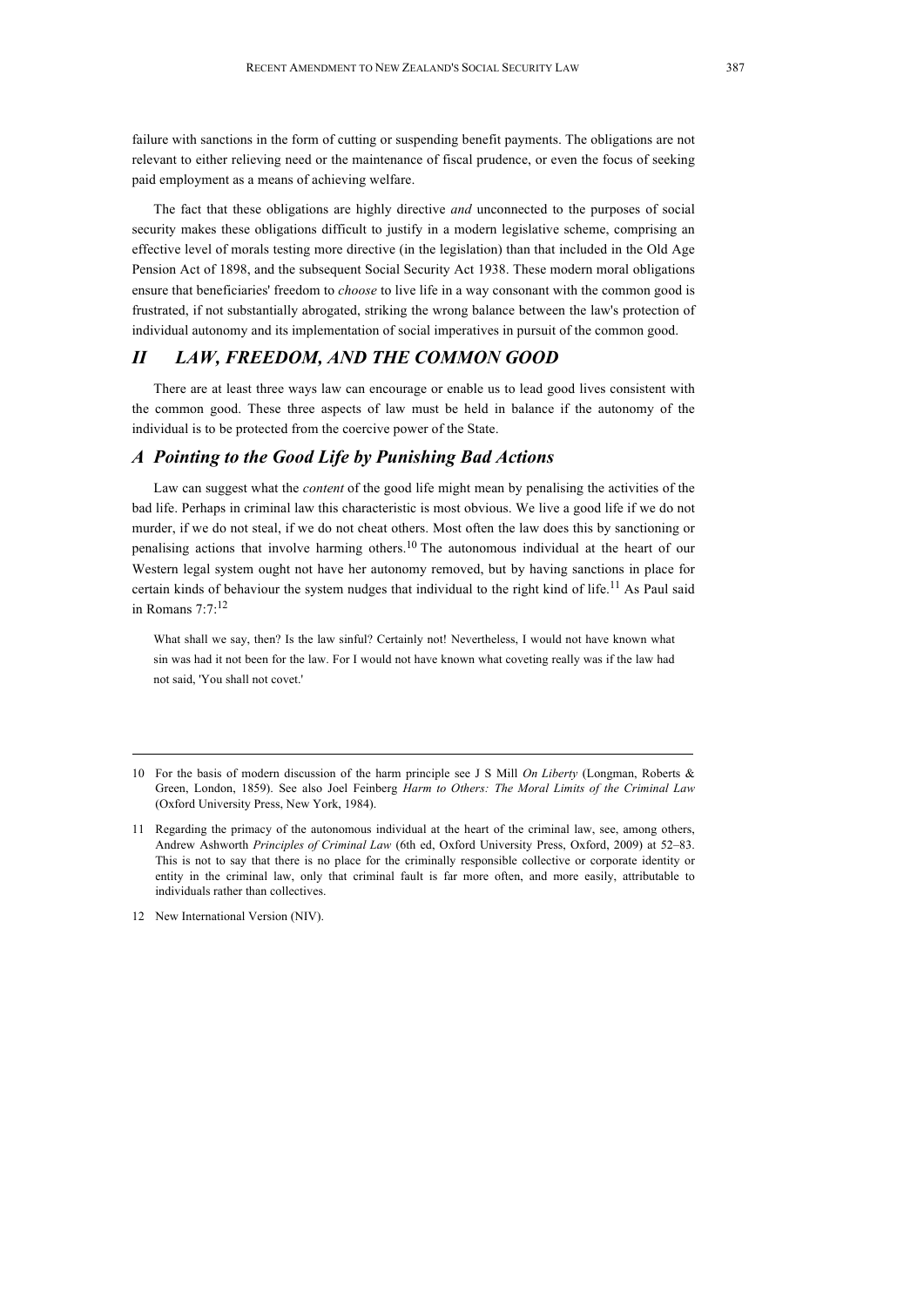failure with sanctions in the form of cutting or suspending benefit payments. The obligations are not relevant to either relieving need or the maintenance of fiscal prudence, or even the focus of seeking paid employment as a means of achieving welfare.

The fact that these obligations are highly directive *and* unconnected to the purposes of social security makes these obligations difficult to justify in a modern legislative scheme, comprising an effective level of morals testing more directive (in the legislation) than that included in the Old Age Pension Act of 1898, and the subsequent Social Security Act 1938. These modern moral obligations ensure that beneficiaries' freedom to *choose* to live life in a way consonant with the common good is frustrated, if not substantially abrogated, striking the wrong balance between the law's protection of individual autonomy and its implementation of social imperatives in pursuit of the common good.

## *II LAW, FREEDOM, AND THE COMMON GOOD*

There are at least three ways law can encourage or enable us to lead good lives consistent with the common good. These three aspects of law must be held in balance if the autonomy of the individual is to be protected from the coercive power of the State.

### *A Pointing to the Good Life by Punishing Bad Actions*

Law can suggest what the *content* of the good life might mean by penalising the activities of the bad life. Perhaps in criminal law this characteristic is most obvious. We live a good life if we do not murder, if we do not steal, if we do not cheat others. Most often the law does this by sanctioning or penalising actions that involve harming others.[10] The autonomous individual at the heart of our Western legal system ought not have her autonomy removed, but by having sanctions in place for certain kinds of behaviour the system nudges that individual to the right kind of life.[11] As Paul said in Romans 7:7:[12]

> What shall we say, then? Is the law sinful? Certainly not! Nevertheless, I would not have known what sin was had it not been for the law. For I would not have known what coveting really was if the law had not said, 'You shall not covet.'

---

10 For the basis of modern discussion of the harm principle see J S Mill *On Liberty* (Longman, Roberts & Green, London, 1859). See also Joel Feinberg *Harm to Others: The Moral Limits of the Criminal Law* (Oxford University Press, New York, 1984).

11 Regarding the primacy of the autonomous individual at the heart of the criminal law, see, among others, Andrew Ashworth *Principles of Criminal Law* (6th ed, Oxford University Press, Oxford, 2009) at 52–83. This is not to say that there is no place for the criminally responsible collective or corporate identity or entity in the criminal law, only that criminal fault is far more often, and more easily, attributable to individuals rather than collectives.

12 New International Version (NIV).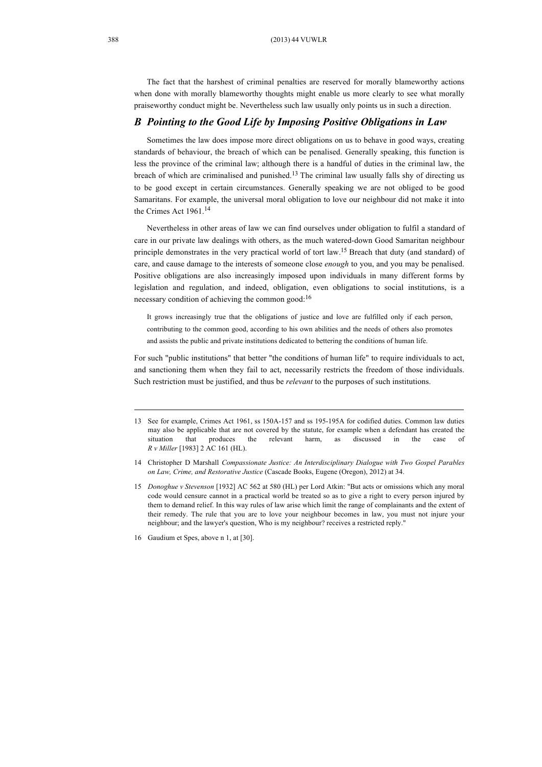The fact that the harshest of criminal penalties are reserved for morally blameworthy actions when done with morally blameworthy thoughts might enable us more clearly to see what morally praiseworthy conduct might be. Nevertheless such law usually only points us in such a direction.

## *B Pointing to the Good Life by Imposing Positive Obligations in Law*

Sometimes the law does impose more direct obligations on us to behave in good ways, creating standards of behaviour, the breach of which can be penalised. Generally speaking, this function is less the province of the criminal law; although there is a handful of duties in the criminal law, the breach of which are criminalised and punished.[13] The criminal law usually falls shy of directing us to be good except in certain circumstances. Generally speaking we are not obliged to be good Samaritans. For example, the universal moral obligation to love our neighbour did not make it into the Crimes Act 1961.[14]

Nevertheless in other areas of law we can find ourselves under obligation to fulfil a standard of care in our private law dealings with others, as the much watered-down Good Samaritan neighbour principle demonstrates in the very practical world of tort law.[15] Breach that duty (and standard) of care, and cause damage to the interests of someone close *enough* to you, and you may be penalised. Positive obligations are also increasingly imposed upon individuals in many different forms by legislation and regulation, and indeed, obligation, even obligations to social institutions, is a necessary condition of achieving the common good:[16]

> It grows increasingly true that the obligations of justice and love are fulfilled only if each person, contributing to the common good, according to his own abilities and the needs of others also promotes and assists the public and private institutions dedicated to bettering the conditions of human life.

For such "public institutions" that better "the conditions of human life" to require individuals to act, and sanctioning them when they fail to act, necessarily restricts the freedom of those individuals. Such restriction must be justified, and thus be *relevant* to the purposes of such institutions.

---

13 See for example, Crimes Act 1961, ss 150A-157 and ss 195-195A for codified duties. Common law duties may also be applicable that are not covered by the statute, for example when a defendant has created the situation that produces the relevant harm, as discussed in the case of *R v Miller* [1983] 2 AC 161 (HL).

14 Christopher D Marshall *Compassionate Justice: An Interdisciplinary Dialogue with Two Gospel Parables on Law, Crime, and Restorative Justice* (Cascade Books, Eugene (Oregon), 2012) at 34.

15 *Donoghue v Stevenson* [1932] AC 562 at 580 (HL) per Lord Atkin: "But acts or omissions which any moral code would censure cannot in a practical world be treated so as to give a right to every person injured by them to demand relief. In this way rules of law arise which limit the range of complainants and the extent of their remedy. The rule that you are to love your neighbour becomes in law, you must not injure your neighbour; and the lawyer's question, Who is my neighbour? receives a restricted reply."

16 Gaudium et Spes, above n 1, at [30].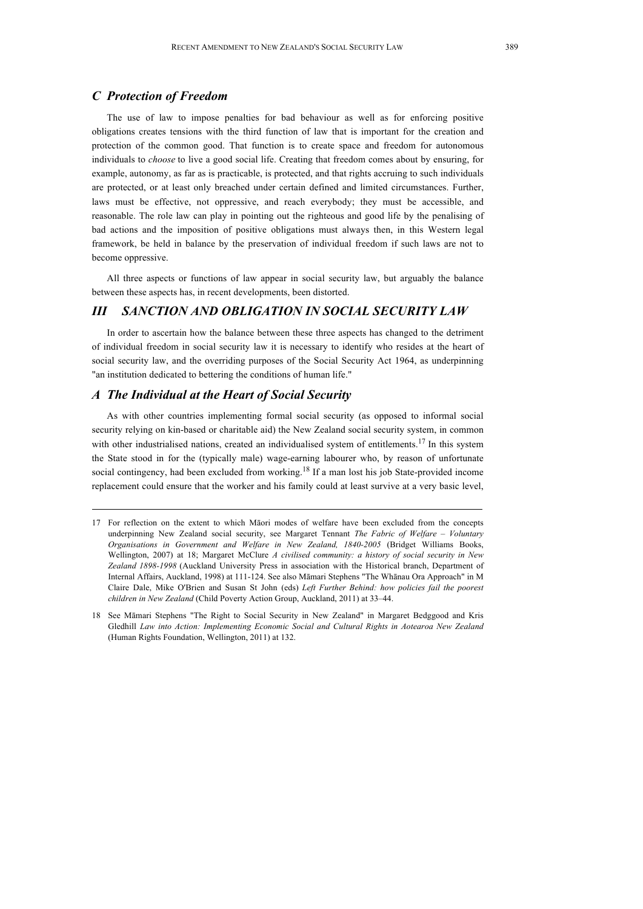### *C Protection of Freedom*

The use of law to impose penalties for bad behaviour as well as for enforcing positive obligations creates tensions with the third function of law that is important for the creation and protection of the common good. That function is to create space and freedom for autonomous individuals to *choose* to live a good social life. Creating that freedom comes about by ensuring, for example, autonomy, as far as is practicable, is protected, and that rights accruing to such individuals are protected, or at least only breached under certain defined and limited circumstances. Further, laws must be effective, not oppressive, and reach everybody; they must be accessible, and reasonable. The role law can play in pointing out the righteous and good life by the penalising of bad actions and the imposition of positive obligations must always then, in this Western legal framework, be held in balance by the preservation of individual freedom if such laws are not to become oppressive.

All three aspects or functions of law appear in social security law, but arguably the balance between these aspects has, in recent developments, been distorted.

## *III SANCTION AND OBLIGATION IN SOCIAL SECURITY LAW*

In order to ascertain how the balance between these three aspects has changed to the detriment of individual freedom in social security law it is necessary to identify who resides at the heart of social security law, and the overriding purposes of the Social Security Act 1964, as underpinning "an institution dedicated to bettering the conditions of human life."

### *A The Individual at the Heart of Social Security*

As with other countries implementing formal social security (as opposed to informal social security relying on kin-based or charitable aid) the New Zealand social security system, in common with other industrialised nations, created an individualised system of entitlements.[17] In this system the State stood in for the (typically male) wage-earning labourer who, by reason of unfortunate social contingency, had been excluded from working.[18] If a man lost his job State-provided income replacement could ensure that the worker and his family could at least survive at a very basic level,

---

17 For reflection on the extent to which Māori modes of welfare have been excluded from the concepts underpinning New Zealand social security, see Margaret Tennant *The Fabric of Welfare – Voluntary Organisations in Government and Welfare in New Zealand, 1840-2005* (Bridget Williams Books, Wellington, 2007) at 18; Margaret McClure *A civilised community: a history of social security in New Zealand 1898-1998* (Auckland University Press in association with the Historical branch, Department of Internal Affairs, Auckland, 1998) at 111-124. See also Māmari Stephens "The Whānau Ora Approach" in M Claire Dale, Mike O'Brien and Susan St John (eds) *Left Further Behind: how policies fail the poorest children in New Zealand* (Child Poverty Action Group, Auckland, 2011) at 33–44.

18 See Māmari Stephens "The Right to Social Security in New Zealand" in Margaret Bedggood and Kris Gledhill *Law into Action: Implementing Economic Social and Cultural Rights in Aotearoa New Zealand* (Human Rights Foundation, Wellington, 2011) at 132.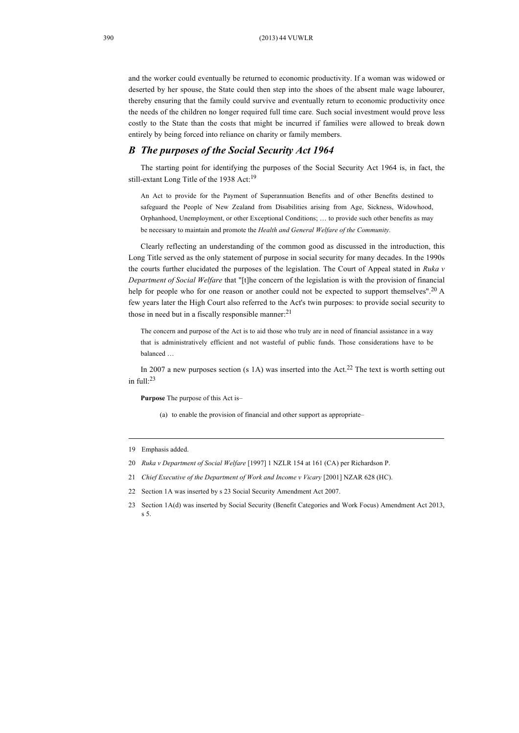and the worker could eventually be returned to economic productivity. If a woman was widowed or deserted by her spouse, the State could then step into the shoes of the absent male wage labourer, thereby ensuring that the family could survive and eventually return to economic productivity once the needs of the children no longer required full time care. Such social investment would prove less costly to the State than the costs that might be incurred if families were allowed to break down entirely by being forced into reliance on charity or family members.

## *B The purposes of the Social Security Act 1964*

The starting point for identifying the purposes of the Social Security Act 1964 is, in fact, the still-extant Long Title of the 1938 Act:[19]

> An Act to provide for the Payment of Superannuation Benefits and of other Benefits destined to safeguard the People of New Zealand from Disabilities arising from Age, Sickness, Widowhood, Orphanhood, Unemployment, or other Exceptional Conditions; … to provide such other benefits as may be necessary to maintain and promote the *Health and General Welfare of the Community*.

Clearly reflecting an understanding of the common good as discussed in the introduction, this Long Title served as the only statement of purpose in social security for many decades. In the 1990s the courts further elucidated the purposes of the legislation. The Court of Appeal stated in *Ruka v Department of Social Welfare* that "[t]he concern of the legislation is with the provision of financial help for people who for one reason or another could not be expected to support themselves".[20] A few years later the High Court also referred to the Act's twin purposes: to provide social security to those in need but in a fiscally responsible manner:[21]

> The concern and purpose of the Act is to aid those who truly are in need of financial assistance in a way that is administratively efficient and not wasteful of public funds. Those considerations have to be balanced …

In 2007 a new purposes section (s 1A) was inserted into the Act.[22] The text is worth setting out in full:[23]

> **Purpose** The purpose of this Act is–
>
> (a) to enable the provision of financial and other support as appropriate–

---

19 Emphasis added.

20 *Ruka v Department of Social Welfare* [1997] 1 NZLR 154 at 161 (CA) per Richardson P.

21 *Chief Executive of the Department of Work and Income v Vicary* [2001] NZAR 628 (HC).

22 Section 1A was inserted by s 23 Social Security Amendment Act 2007.

23 Section 1A(d) was inserted by Social Security (Benefit Categories and Work Focus) Amendment Act 2013, s 5.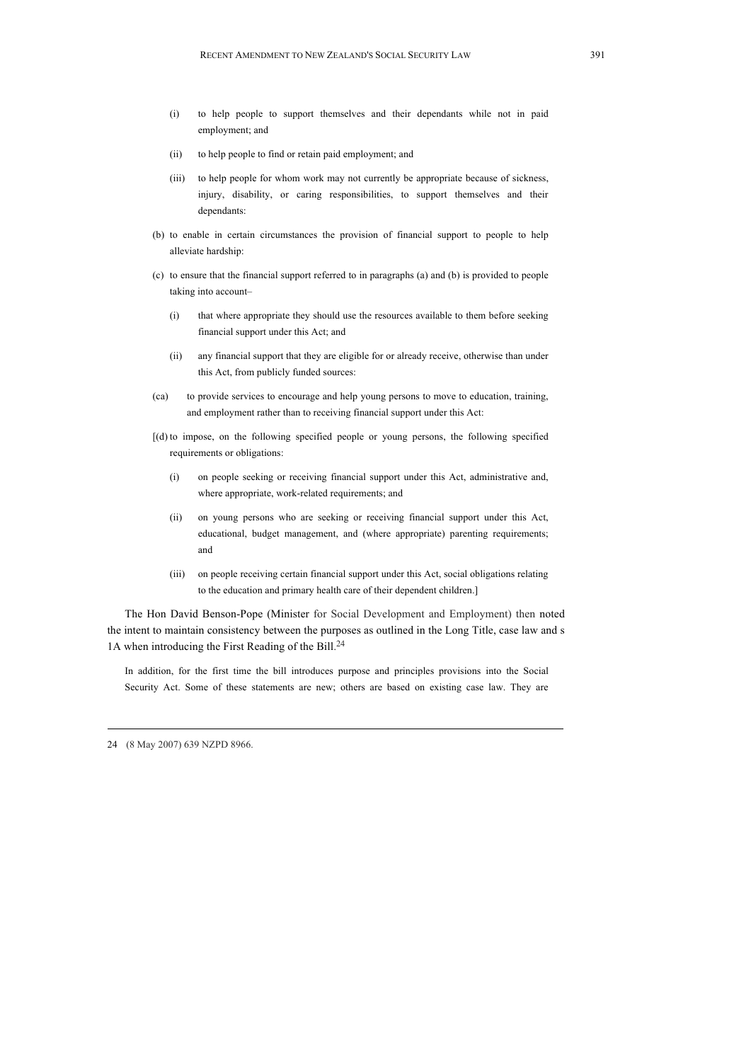- (i) to help people to support themselves and their dependants while not in paid employment; and
- (ii) to help people to find or retain paid employment; and
- (iii) to help people for whom work may not currently be appropriate because of sickness, injury, disability, or caring responsibilities, to support themselves and their dependants:

(b) to enable in certain circumstances the provision of financial support to people to help alleviate hardship:

(c) to ensure that the financial support referred to in paragraphs (a) and (b) is provided to people taking into account–

- (i) that where appropriate they should use the resources available to them before seeking financial support under this Act; and
- (ii) any financial support that they are eligible for or already receive, otherwise than under this Act, from publicly funded sources:

(ca) to provide services to encourage and help young persons to move to education, training, and employment rather than to receiving financial support under this Act:

[(d) to impose, on the following specified people or young persons, the following specified requirements or obligations:

- (i) on people seeking or receiving financial support under this Act, administrative and, where appropriate, work-related requirements; and
- (ii) on young persons who are seeking or receiving financial support under this Act, educational, budget management, and (where appropriate) parenting requirements; and
- (iii) on people receiving certain financial support under this Act, social obligations relating to the education and primary health care of their dependent children.]

The Hon David Benson-Pope (Minister for Social Development and Employment) then noted the intent to maintain consistency between the purposes as outlined in the Long Title, case law and s 1A when introducing the First Reading of the Bill.[24]

> In addition, for the first time the bill introduces purpose and principles provisions into the Social Security Act. Some of these statements are new; others are based on existing case law. They are

24 (8 May 2007) 639 NZPD 8966.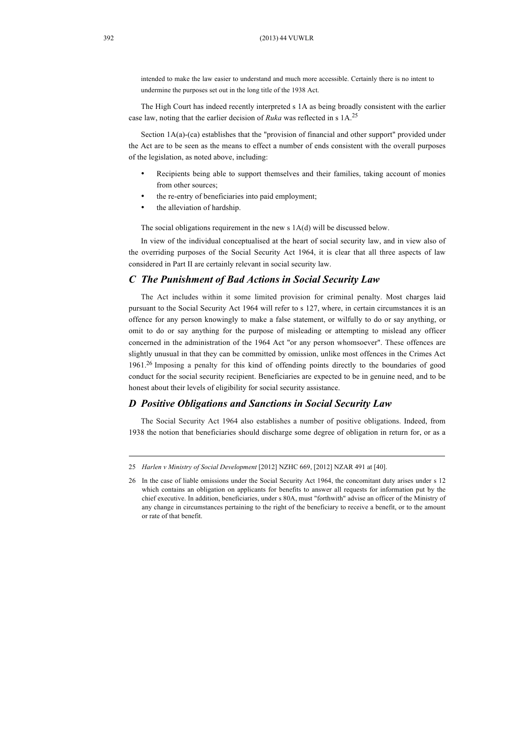intended to make the law easier to understand and much more accessible. Certainly there is no intent to undermine the purposes set out in the long title of the 1938 Act.

The High Court has indeed recently interpreted s 1A as being broadly consistent with the earlier case law, noting that the earlier decision of *Ruka* was reflected in s 1A.[25]

Section 1A(a)-(ca) establishes that the "provision of financial and other support" provided under the Act are to be seen as the means to effect a number of ends consistent with the overall purposes of the legislation, as noted above, including:

- Recipients being able to support themselves and their families, taking account of monies from other sources;
- the re-entry of beneficiaries into paid employment;
- the alleviation of hardship.

The social obligations requirement in the new s 1A(d) will be discussed below.

In view of the individual conceptualised at the heart of social security law, and in view also of the overriding purposes of the Social Security Act 1964, it is clear that all three aspects of law considered in Part II are certainly relevant in social security law.

## *C The Punishment of Bad Actions in Social Security Law*

The Act includes within it some limited provision for criminal penalty. Most charges laid pursuant to the Social Security Act 1964 will refer to s 127, where, in certain circumstances it is an offence for any person knowingly to make a false statement, or wilfully to do or say anything, or omit to do or say anything for the purpose of misleading or attempting to mislead any officer concerned in the administration of the 1964 Act "or any person whomsoever". These offences are slightly unusual in that they can be committed by omission, unlike most offences in the Crimes Act 1961.[26] Imposing a penalty for this kind of offending points directly to the boundaries of good conduct for the social security recipient. Beneficiaries are expected to be in genuine need, and to be honest about their levels of eligibility for social security assistance.

## *D Positive Obligations and Sanctions in Social Security Law*

The Social Security Act 1964 also establishes a number of positive obligations. Indeed, from 1938 the notion that beneficiaries should discharge some degree of obligation in return for, or as a

---

25 *Harlen v Ministry of Social Development* [2012] NZHC 669, [2012] NZAR 491 at [40].

26 In the case of liable omissions under the Social Security Act 1964, the concomitant duty arises under s 12 which contains an obligation on applicants for benefits to answer all requests for information put by the chief executive. In addition, beneficiaries, under s 80A, must "forthwith" advise an officer of the Ministry of any change in circumstances pertaining to the right of the beneficiary to receive a benefit, or to the amount or rate of that benefit.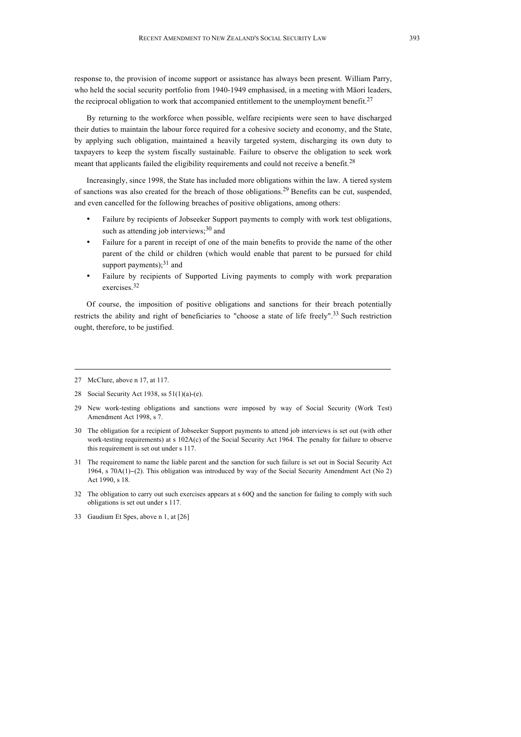response to, the provision of income support or assistance has always been present. William Parry, who held the social security portfolio from 1940-1949 emphasised, in a meeting with Māori leaders, the reciprocal obligation to work that accompanied entitlement to the unemployment benefit.[27]

By returning to the workforce when possible, welfare recipients were seen to have discharged their duties to maintain the labour force required for a cohesive society and economy, and the State, by applying such obligation, maintained a heavily targeted system, discharging its own duty to taxpayers to keep the system fiscally sustainable. Failure to observe the obligation to seek work meant that applicants failed the eligibility requirements and could not receive a benefit.[28]

Increasingly, since 1998, the State has included more obligations within the law. A tiered system of sanctions was also created for the breach of those obligations.[29] Benefits can be cut, suspended, and even cancelled for the following breaches of positive obligations, among others:

- Failure by recipients of Jobseeker Support payments to comply with work test obligations, such as attending job interviews;[30] and
- Failure for a parent in receipt of one of the main benefits to provide the name of the other parent of the child or children (which would enable that parent to be pursued for child support payments);[31] and
- Failure by recipients of Supported Living payments to comply with work preparation exercises.[32]

Of course, the imposition of positive obligations and sanctions for their breach potentially restricts the ability and right of beneficiaries to "choose a state of life freely".[33] Such restriction ought, therefore, to be justified.

---

27 McClure, above n 17, at 117.

28 Social Security Act 1938, ss 51(1)(a)-(e).

29 New work-testing obligations and sanctions were imposed by way of Social Security (Work Test) Amendment Act 1998, s 7.

30 The obligation for a recipient of Jobseeker Support payments to attend job interviews is set out (with other work-testing requirements) at s 102A(c) of the Social Security Act 1964. The penalty for failure to observe this requirement is set out under s 117.

31 The requirement to name the liable parent and the sanction for such failure is set out in Social Security Act 1964, s 70A(1)–(2). This obligation was introduced by way of the Social Security Amendment Act (No 2) Act 1990, s 18.

32 The obligation to carry out such exercises appears at s 60Q and the sanction for failing to comply with such obligations is set out under s 117.

33 Gaudium Et Spes, above n 1, at [26]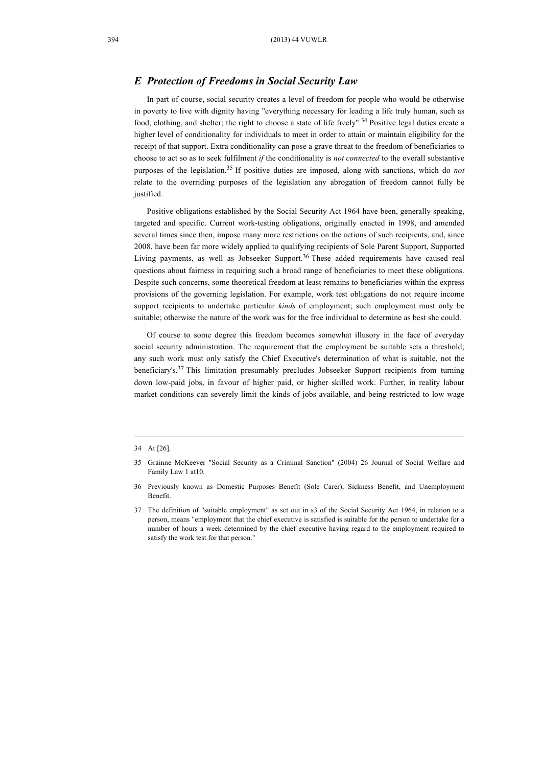## *E Protection of Freedoms in Social Security Law*

In part of course, social security creates a level of freedom for people who would be otherwise in poverty to live with dignity having "everything necessary for leading a life truly human, such as food, clothing, and shelter; the right to choose a state of life freely".[34] Positive legal duties create a higher level of conditionality for individuals to meet in order to attain or maintain eligibility for the receipt of that support. Extra conditionality can pose a grave threat to the freedom of beneficiaries to choose to act so as to seek fulfilment *if* the conditionality is *not connected* to the overall substantive purposes of the legislation.[35] If positive duties are imposed, along with sanctions, which do *not* relate to the overriding purposes of the legislation any abrogation of freedom cannot fully be justified.

Positive obligations established by the Social Security Act 1964 have been, generally speaking, targeted and specific. Current work-testing obligations, originally enacted in 1998, and amended several times since then, impose many more restrictions on the actions of such recipients, and, since 2008, have been far more widely applied to qualifying recipients of Sole Parent Support, Supported Living payments, as well as Jobseeker Support.[36] These added requirements have caused real questions about fairness in requiring such a broad range of beneficiaries to meet these obligations. Despite such concerns, some theoretical freedom at least remains to beneficiaries within the express provisions of the governing legislation. For example, work test obligations do not require income support recipients to undertake particular *kinds* of employment; such employment must only be suitable; otherwise the nature of the work was for the free individual to determine as best she could.

Of course to some degree this freedom becomes somewhat illusory in the face of everyday social security administration. The requirement that the employment be suitable sets a threshold; any such work must only satisfy the Chief Executive's determination of what is suitable, not the beneficiary's.[37] This limitation presumably precludes Jobseeker Support recipients from turning down low-paid jobs, in favour of higher paid, or higher skilled work. Further, in reality labour market conditions can severely limit the kinds of jobs available, and being restricted to low wage

---

34 At [26].

35 Gráinne McKeever "Social Security as a Criminal Sanction" (2004) 26 Journal of Social Welfare and Family Law 1 at10.

36 Previously known as Domestic Purposes Benefit (Sole Carer), Sickness Benefit, and Unemployment Benefit.

37 The definition of "suitable employment" as set out in s3 of the Social Security Act 1964, in relation to a person, means "employment that the chief executive is satisfied is suitable for the person to undertake for a number of hours a week determined by the chief executive having regard to the employment required to satisfy the work test for that person."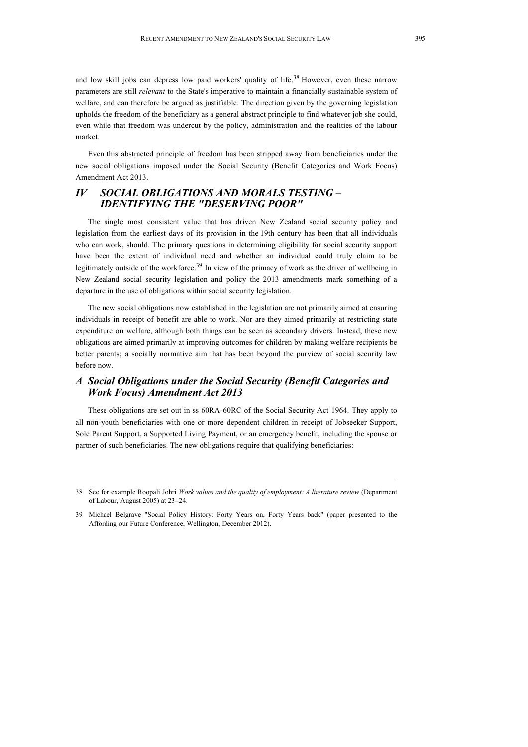and low skill jobs can depress low paid workers' quality of life.[38] However, even these narrow parameters are still *relevant* to the State's imperative to maintain a financially sustainable system of welfare, and can therefore be argued as justifiable. The direction given by the governing legislation upholds the freedom of the beneficiary as a general abstract principle to find whatever job she could, even while that freedom was undercut by the policy, administration and the realities of the labour market.

Even this abstracted principle of freedom has been stripped away from beneficiaries under the new social obligations imposed under the Social Security (Benefit Categories and Work Focus) Amendment Act 2013.

## *IV SOCIAL OBLIGATIONS AND MORALS TESTING – IDENTIFYING THE "DESERVING POOR"*

The single most consistent value that has driven New Zealand social security policy and legislation from the earliest days of its provision in the 19th century has been that all individuals who can work, should. The primary questions in determining eligibility for social security support have been the extent of individual need and whether an individual could truly claim to be legitimately outside of the workforce.[39] In view of the primacy of work as the driver of wellbeing in New Zealand social security legislation and policy the 2013 amendments mark something of a departure in the use of obligations within social security legislation.

The new social obligations now established in the legislation are not primarily aimed at ensuring individuals in receipt of benefit are able to work. Nor are they aimed primarily at restricting state expenditure on welfare, although both things can be seen as secondary drivers. Instead, these new obligations are aimed primarily at improving outcomes for children by making welfare recipients be better parents; a socially normative aim that has been beyond the purview of social security law before now.

### *A Social Obligations under the Social Security (Benefit Categories and Work Focus) Amendment Act 2013*

These obligations are set out in ss 60RA-60RC of the Social Security Act 1964. They apply to all non-youth beneficiaries with one or more dependent children in receipt of Jobseeker Support, Sole Parent Support, a Supported Living Payment, or an emergency benefit, including the spouse or partner of such beneficiaries. The new obligations require that qualifying beneficiaries:

---

38 See for example Roopali Johri *Work values and the quality of employment: A literature review* (Department of Labour, August 2005) at 23–24.

39 Michael Belgrave "Social Policy History: Forty Years on, Forty Years back" (paper presented to the Affording our Future Conference, Wellington, December 2012).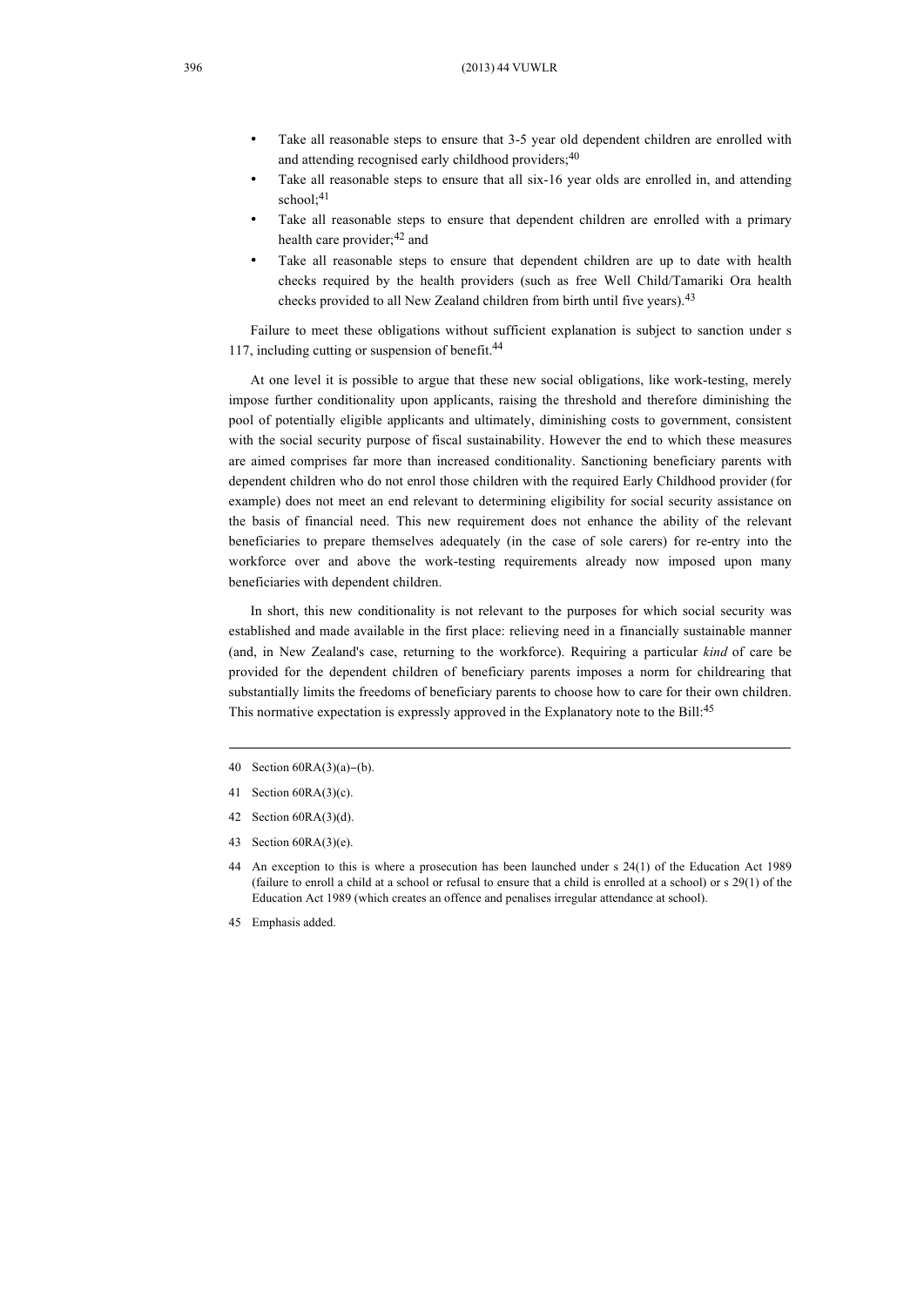- Take all reasonable steps to ensure that 3-5 year old dependent children are enrolled with and attending recognised early childhood providers;[40]
- Take all reasonable steps to ensure that all six-16 year olds are enrolled in, and attending school;[41]
- Take all reasonable steps to ensure that dependent children are enrolled with a primary health care provider;[42] and
- Take all reasonable steps to ensure that dependent children are up to date with health checks required by the health providers (such as free Well Child/Tamariki Ora health checks provided to all New Zealand children from birth until five years).[43]

Failure to meet these obligations without sufficient explanation is subject to sanction under s 117, including cutting or suspension of benefit.[44]

At one level it is possible to argue that these new social obligations, like work-testing, merely impose further conditionality upon applicants, raising the threshold and therefore diminishing the pool of potentially eligible applicants and ultimately, diminishing costs to government, consistent with the social security purpose of fiscal sustainability. However the end to which these measures are aimed comprises far more than increased conditionality. Sanctioning beneficiary parents with dependent children who do not enrol those children with the required Early Childhood provider (for example) does not meet an end relevant to determining eligibility for social security assistance on the basis of financial need. This new requirement does not enhance the ability of the relevant beneficiaries to prepare themselves adequately (in the case of sole carers) for re-entry into the workforce over and above the work-testing requirements already now imposed upon many beneficiaries with dependent children.

In short, this new conditionality is not relevant to the purposes for which social security was established and made available in the first place: relieving need in a financially sustainable manner (and, in New Zealand's case, returning to the workforce). Requiring a particular *kind* of care be provided for the dependent children of beneficiary parents imposes a norm for childrearing that substantially limits the freedoms of beneficiary parents to choose how to care for their own children. This normative expectation is expressly approved in the Explanatory note to the Bill:[45]

---

40 Section 60RA(3)(a)–(b).

41 Section 60RA(3)(c).

42 Section 60RA(3)(d).

43 Section 60RA(3)(e).

44 An exception to this is where a prosecution has been launched under s 24(1) of the Education Act 1989 (failure to enroll a child at a school or refusal to ensure that a child is enrolled at a school) or s 29(1) of the Education Act 1989 (which creates an offence and penalises irregular attendance at school).

45 Emphasis added.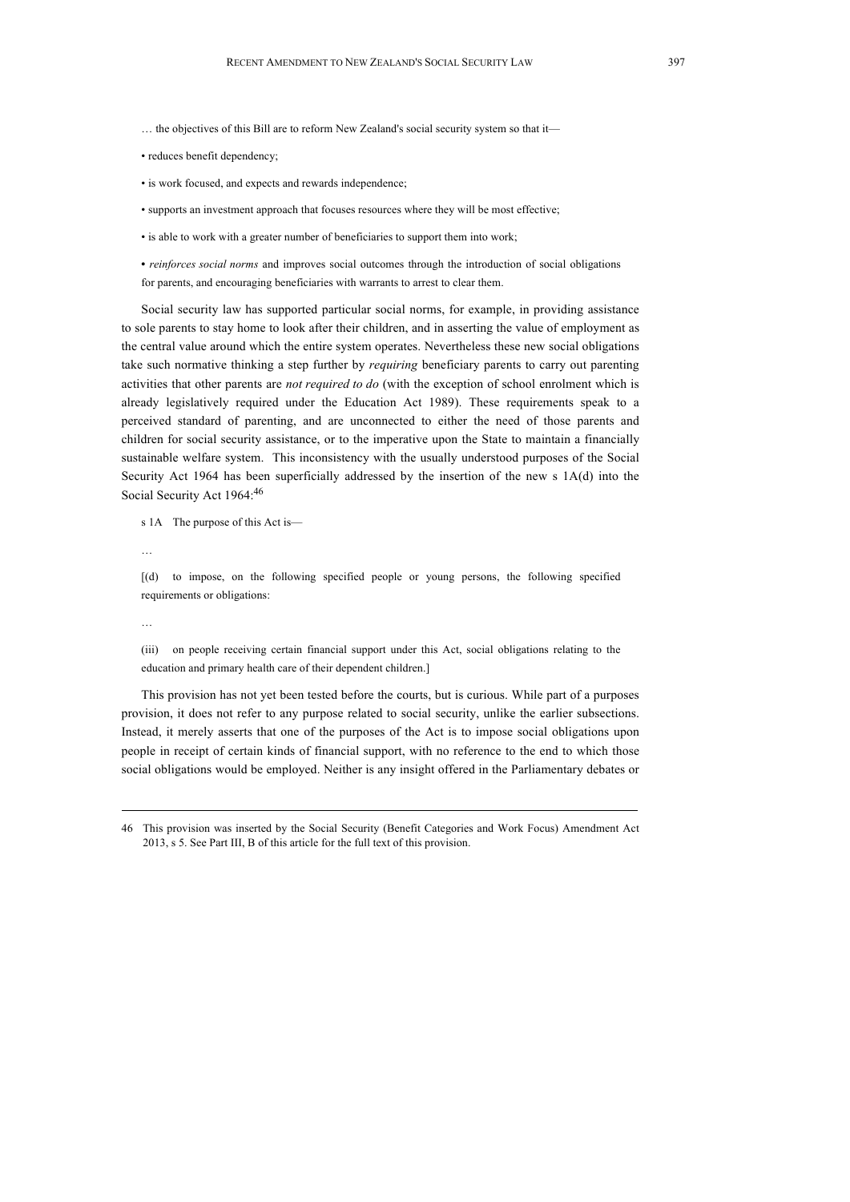… the objectives of this Bill are to reform New Zealand's social security system so that it—

• reduces benefit dependency;

• is work focused, and expects and rewards independence;

• supports an investment approach that focuses resources where they will be most effective;

• is able to work with a greater number of beneficiaries to support them into work;

• *reinforces social norms* and improves social outcomes through the introduction of social obligations for parents, and encouraging beneficiaries with warrants to arrest to clear them.

Social security law has supported particular social norms, for example, in providing assistance to sole parents to stay home to look after their children, and in asserting the value of employment as the central value around which the entire system operates. Nevertheless these new social obligations take such normative thinking a step further by *requiring* beneficiary parents to carry out parenting activities that other parents are *not required to do* (with the exception of school enrolment which is already legislatively required under the Education Act 1989). These requirements speak to a perceived standard of parenting, and are unconnected to either the need of those parents and children for social security assistance, or to the imperative upon the State to maintain a financially sustainable welfare system. This inconsistency with the usually understood purposes of the Social Security Act 1964 has been superficially addressed by the insertion of the new s 1A(d) into the Social Security Act 1964:[46]

s 1A The purpose of this Act is—

…

[(d) to impose, on the following specified people or young persons, the following specified requirements or obligations:

…

(iii) on people receiving certain financial support under this Act, social obligations relating to the education and primary health care of their dependent children.]

This provision has not yet been tested before the courts, but is curious. While part of a purposes provision, it does not refer to any purpose related to social security, unlike the earlier subsections. Instead, it merely asserts that one of the purposes of the Act is to impose social obligations upon people in receipt of certain kinds of financial support, with no reference to the end to which those social obligations would be employed. Neither is any insight offered in the Parliamentary debates or

---

46 This provision was inserted by the Social Security (Benefit Categories and Work Focus) Amendment Act 2013, s 5. See Part III, B of this article for the full text of this provision.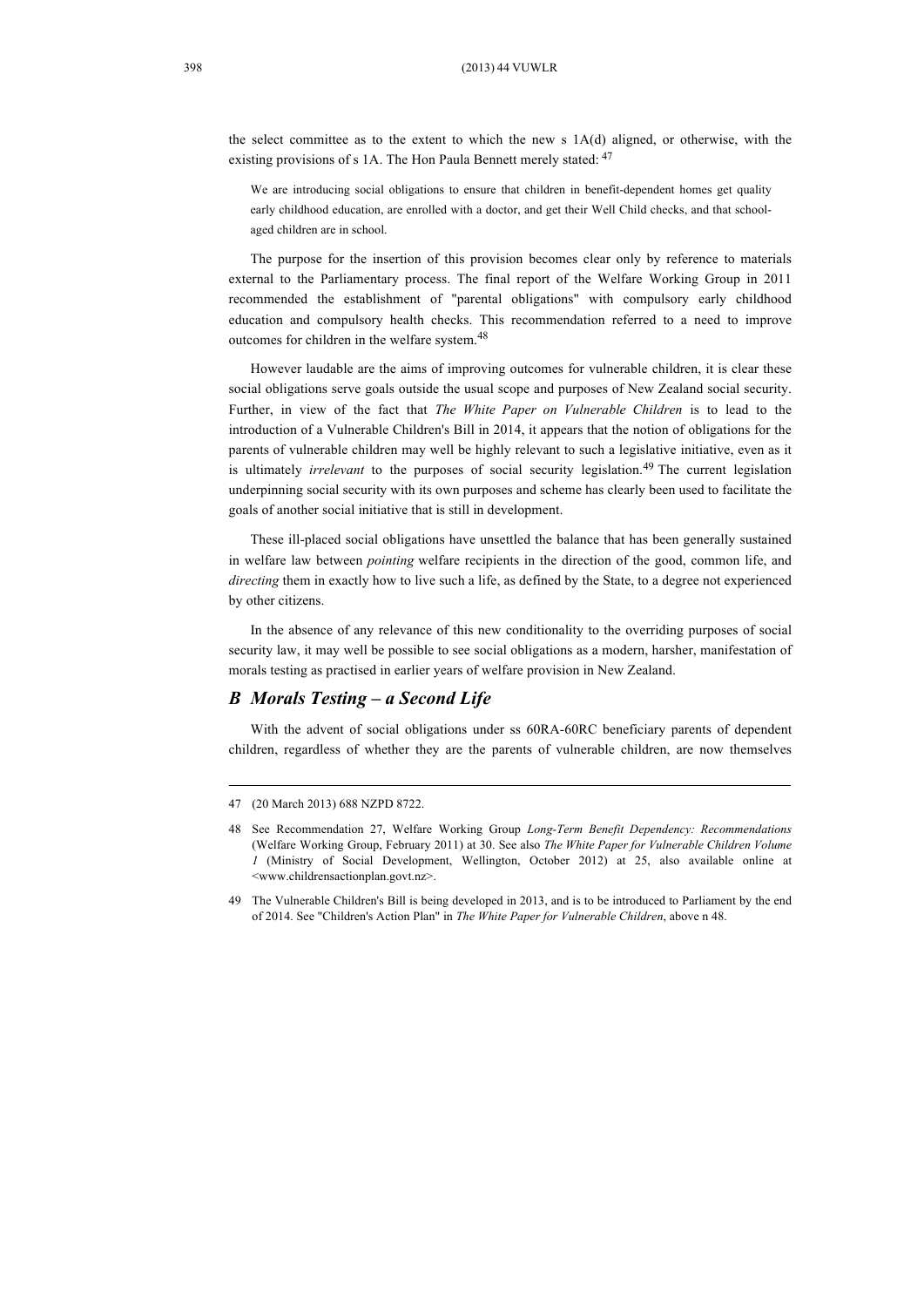the select committee as to the extent to which the new s 1A(d) aligned, or otherwise, with the existing provisions of s 1A. The Hon Paula Bennett merely stated: [47]

> We are introducing social obligations to ensure that children in benefit-dependent homes get quality early childhood education, are enrolled with a doctor, and get their Well Child checks, and that school-aged children are in school.

The purpose for the insertion of this provision becomes clear only by reference to materials external to the Parliamentary process. The final report of the Welfare Working Group in 2011 recommended the establishment of "parental obligations" with compulsory early childhood education and compulsory health checks. This recommendation referred to a need to improve outcomes for children in the welfare system.[48]

However laudable are the aims of improving outcomes for vulnerable children, it is clear these social obligations serve goals outside the usual scope and purposes of New Zealand social security. Further, in view of the fact that *The White Paper on Vulnerable Children* is to lead to the introduction of a Vulnerable Children's Bill in 2014, it appears that the notion of obligations for the parents of vulnerable children may well be highly relevant to such a legislative initiative, even as it is ultimately *irrelevant* to the purposes of social security legislation.[49] The current legislation underpinning social security with its own purposes and scheme has clearly been used to facilitate the goals of another social initiative that is still in development.

These ill-placed social obligations have unsettled the balance that has been generally sustained in welfare law between *pointing* welfare recipients in the direction of the good, common life, and *directing* them in exactly how to live such a life, as defined by the State, to a degree not experienced by other citizens.

In the absence of any relevance of this new conditionality to the overriding purposes of social security law, it may well be possible to see social obligations as a modern, harsher, manifestation of morals testing as practised in earlier years of welfare provision in New Zealand.

### *B Morals Testing – a Second Life*

With the advent of social obligations under ss 60RA-60RC beneficiary parents of dependent children, regardless of whether they are the parents of vulnerable children, are now themselves

---

47 (20 March 2013) 688 NZPD 8722.

48 See Recommendation 27, Welfare Working Group *Long-Term Benefit Dependency: Recommendations* (Welfare Working Group, February 2011) at 30. See also *The White Paper for Vulnerable Children Volume 1* (Ministry of Social Development, Wellington, October 2012) at 25, also available online at <www.childrensactionplan.govt.nz>.

49 The Vulnerable Children's Bill is being developed in 2013, and is to be introduced to Parliament by the end of 2014. See "Children's Action Plan" in *The White Paper for Vulnerable Children*, above n 48.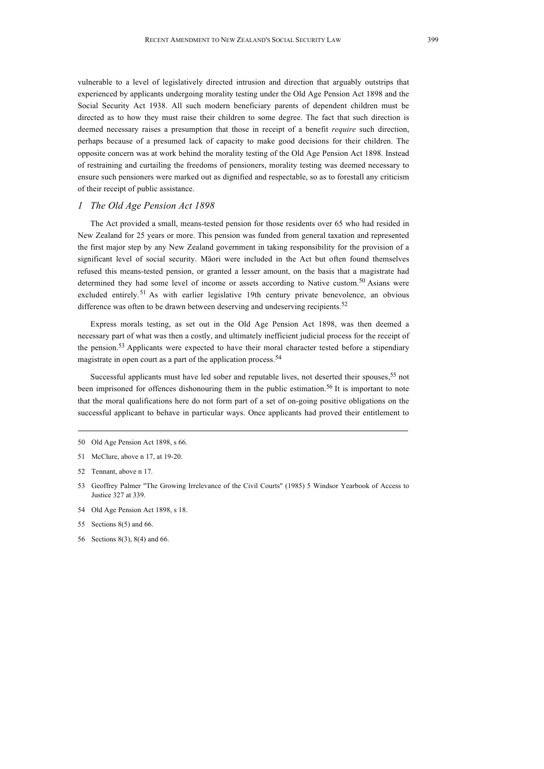vulnerable to a level of legislatively directed intrusion and direction that arguably outstrips that experienced by applicants undergoing morality testing under the Old Age Pension Act 1898 and the Social Security Act 1938. All such modern beneficiary parents of dependent children must be directed as to how they must raise their children to some degree. The fact that such direction is deemed necessary raises a presumption that those in receipt of a benefit *require* such direction, perhaps because of a presumed lack of capacity to make good decisions for their children. The opposite concern was at work behind the morality testing of the Old Age Pension Act 1898. Instead of restraining and curtailing the freedoms of pensioners, morality testing was deemed necessary to ensure such pensioners were marked out as dignified and respectable, so as to forestall any criticism of their receipt of public assistance.

### *1 The Old Age Pension Act 1898*

The Act provided a small, means-tested pension for those residents over 65 who had resided in New Zealand for 25 years or more. This pension was funded from general taxation and represented the first major step by any New Zealand government in taking responsibility for the provision of a significant level of social security. Māori were included in the Act but often found themselves refused this means-tested pension, or granted a lesser amount, on the basis that a magistrate had determined they had some level of income or assets according to Native custom.[50] Asians were excluded entirely.[51] As with earlier legislative 19th century private benevolence, an obvious difference was often to be drawn between deserving and undeserving recipients.[52]

Express morals testing, as set out in the Old Age Pension Act 1898, was then deemed a necessary part of what was then a costly, and ultimately inefficient judicial process for the receipt of the pension.[53] Applicants were expected to have their moral character tested before a stipendiary magistrate in open court as a part of the application process.[54]

Successful applicants must have led sober and reputable lives, not deserted their spouses,[55] not been imprisoned for offences dishonouring them in the public estimation.[56] It is important to note that the moral qualifications here do not form part of a set of on-going positive obligations on the successful applicant to behave in particular ways. Once applicants had proved their entitlement to

---

50 Old Age Pension Act 1898, s 66.

51 McClure, above n 17, at 19-20.

52 Tennant, above n 17.

53 Geoffrey Palmer "The Growing Irrelevance of the Civil Courts" (1985) 5 Windsor Yearbook of Access to Justice 327 at 339.

54 Old Age Pension Act 1898, s 18.

55 Sections 8(5) and 66.

56 Sections 8(3), 8(4) and 66.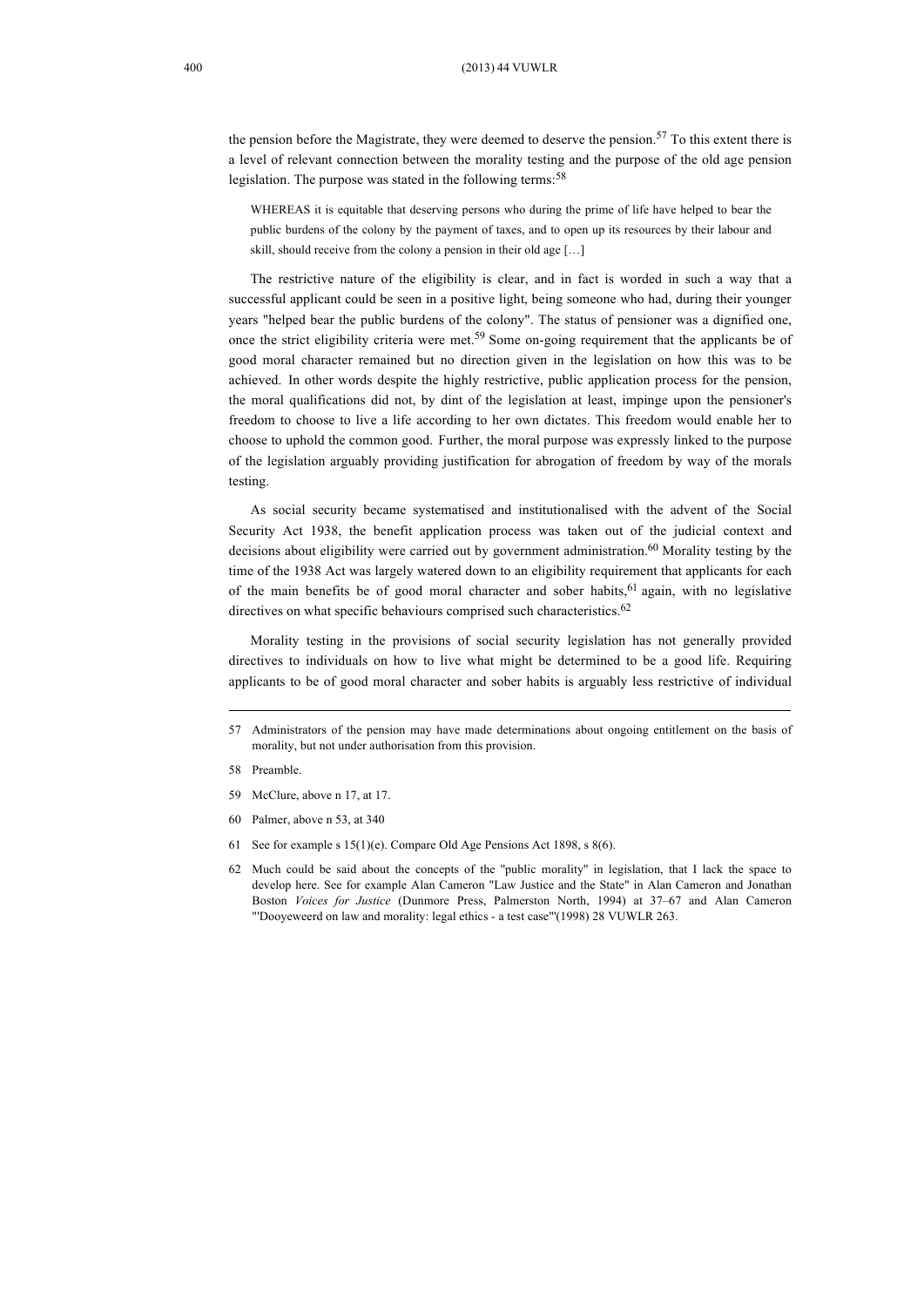the pension before the Magistrate, they were deemed to deserve the pension.[57] To this extent there is a level of relevant connection between the morality testing and the purpose of the old age pension legislation. The purpose was stated in the following terms:[58]

> WHEREAS it is equitable that deserving persons who during the prime of life have helped to bear the public burdens of the colony by the payment of taxes, and to open up its resources by their labour and skill, should receive from the colony a pension in their old age […]

The restrictive nature of the eligibility is clear, and in fact is worded in such a way that a successful applicant could be seen in a positive light, being someone who had, during their younger years "helped bear the public burdens of the colony". The status of pensioner was a dignified one, once the strict eligibility criteria were met.[59] Some on-going requirement that the applicants be of good moral character remained but no direction given in the legislation on how this was to be achieved. In other words despite the highly restrictive, public application process for the pension, the moral qualifications did not, by dint of the legislation at least, impinge upon the pensioner's freedom to choose to live a life according to her own dictates. This freedom would enable her to choose to uphold the common good. Further, the moral purpose was expressly linked to the purpose of the legislation arguably providing justification for abrogation of freedom by way of the morals testing.

As social security became systematised and institutionalised with the advent of the Social Security Act 1938, the benefit application process was taken out of the judicial context and decisions about eligibility were carried out by government administration.[60] Morality testing by the time of the 1938 Act was largely watered down to an eligibility requirement that applicants for each of the main benefits be of good moral character and sober habits,[61] again, with no legislative directives on what specific behaviours comprised such characteristics.[62]

Morality testing in the provisions of social security legislation has not generally provided directives to individuals on how to live what might be determined to be a good life. Requiring applicants to be of good moral character and sober habits is arguably less restrictive of individual

---

57 Administrators of the pension may have made determinations about ongoing entitlement on the basis of morality, but not under authorisation from this provision.

58 Preamble.

59 McClure, above n 17, at 17.

60 Palmer, above n 53, at 340

61 See for example s 15(1)(e). Compare Old Age Pensions Act 1898, s 8(6).

62 Much could be said about the concepts of the "public morality" in legislation, that I lack the space to develop here. See for example Alan Cameron "Law Justice and the State" in Alan Cameron and Jonathan Boston *Voices for Justice* (Dunmore Press, Palmerston North, 1994) at 37–67 and Alan Cameron "'Dooyeweerd on law and morality: legal ethics - a test case"'(1998) 28 VUWLR 263.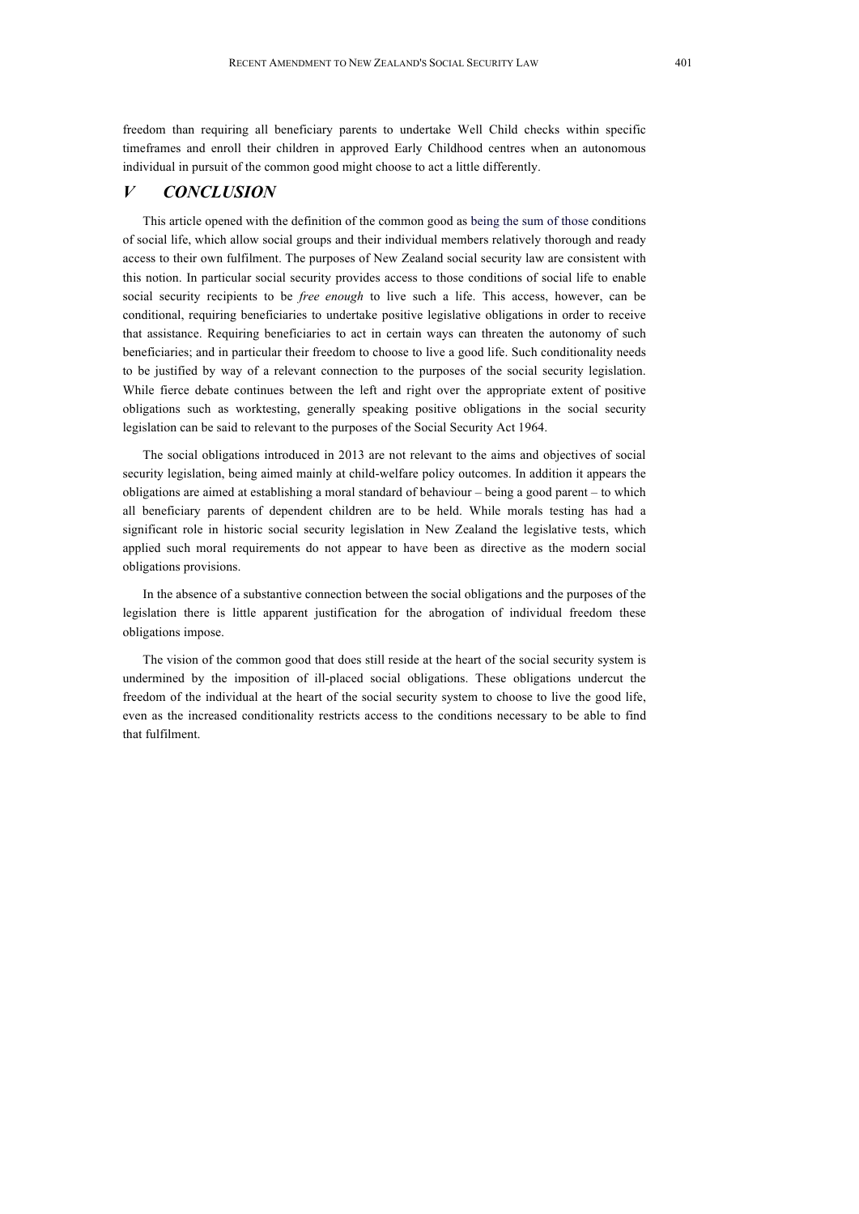freedom than requiring all beneficiary parents to undertake Well Child checks within specific timeframes and enroll their children in approved Early Childhood centres when an autonomous individual in pursuit of the common good might choose to act a little differently.

## V CONCLUSION

This article opened with the definition of the common good as being the sum of those conditions of social life, which allow social groups and their individual members relatively thorough and ready access to their own fulfilment. The purposes of New Zealand social security law are consistent with this notion. In particular social security provides access to those conditions of social life to enable social security recipients to be *free enough* to live such a life. This access, however, can be conditional, requiring beneficiaries to undertake positive legislative obligations in order to receive that assistance. Requiring beneficiaries to act in certain ways can threaten the autonomy of such beneficiaries; and in particular their freedom to choose to live a good life. Such conditionality needs to be justified by way of a relevant connection to the purposes of the social security legislation. While fierce debate continues between the left and right over the appropriate extent of positive obligations such as worktesting, generally speaking positive obligations in the social security legislation can be said to relevant to the purposes of the Social Security Act 1964.

The social obligations introduced in 2013 are not relevant to the aims and objectives of social security legislation, being aimed mainly at child-welfare policy outcomes. In addition it appears the obligations are aimed at establishing a moral standard of behaviour – being a good parent – to which all beneficiary parents of dependent children are to be held. While morals testing has had a significant role in historic social security legislation in New Zealand the legislative tests, which applied such moral requirements do not appear to have been as directive as the modern social obligations provisions.

In the absence of a substantive connection between the social obligations and the purposes of the legislation there is little apparent justification for the abrogation of individual freedom these obligations impose.

The vision of the common good that does still reside at the heart of the social security system is undermined by the imposition of ill-placed social obligations. These obligations undercut the freedom of the individual at the heart of the social security system to choose to live the good life, even as the increased conditionality restricts access to the conditions necessary to be able to find that fulfilment.